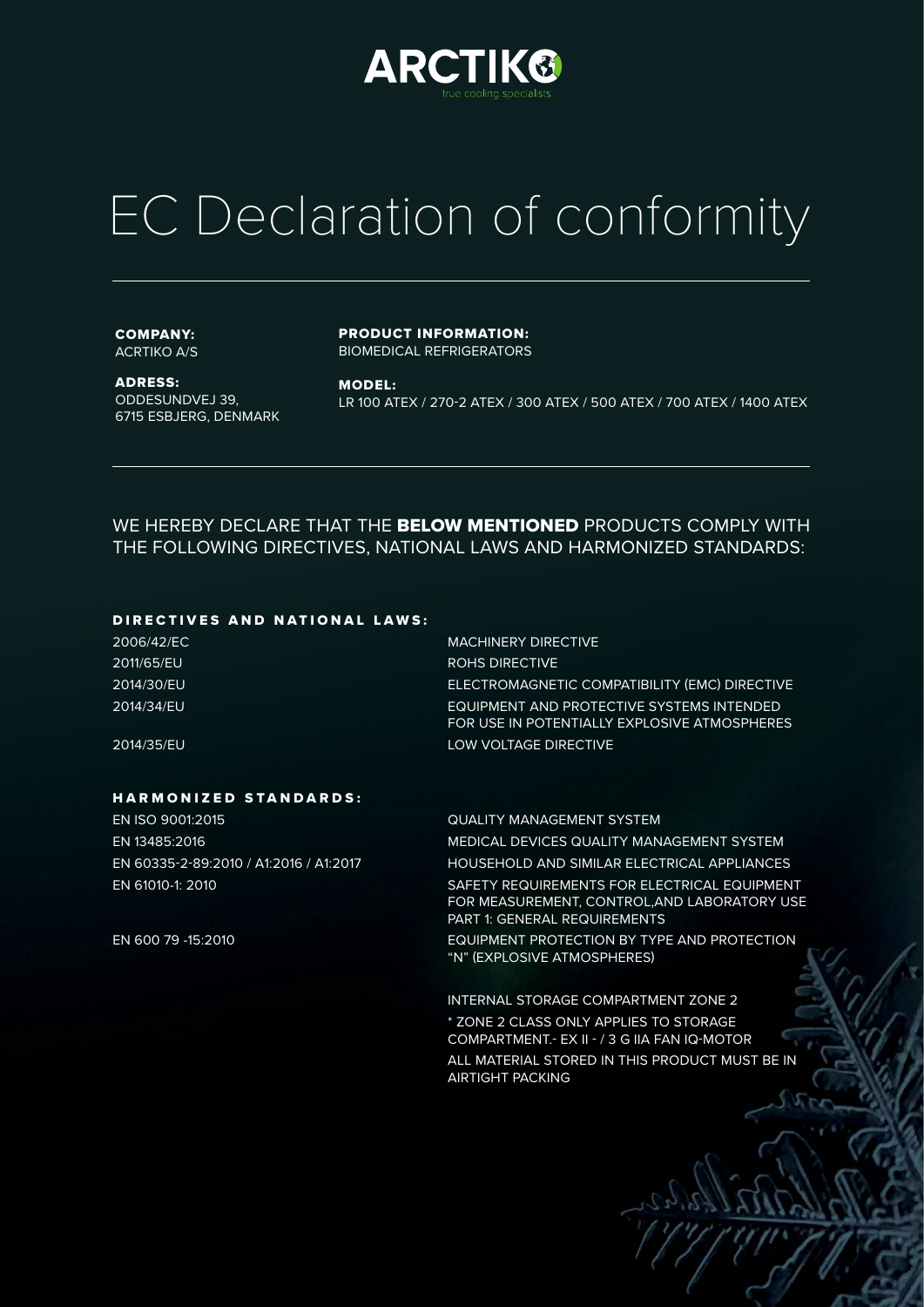ARCTIKO
true cooling specialists

# EC Declaration of conformity

**COMPANY:**
ACRTIKO A/S

**ADRESS:**
ODDESUNDVEJ 39,
6715 ESBJERG, DENMARK

**PRODUCT INFORMATION:**
BIOMEDICAL REFRIGERATORS

**MODEL:**
LR 100 ATEX / 270-2 ATEX / 300 ATEX / 500 ATEX / 700 ATEX / 1400 ATEX

WE HEREBY DECLARE THAT THE **BELOW MENTIONED** PRODUCTS COMPLY WITH THE FOLLOWING DIRECTIVES, NATIONAL LAWS AND HARMONIZED STANDARDS:

## DIRECTIVES AND NATIONAL LAWS:

| | |
|---|---|
| 2006/42/EC | MACHINERY DIRECTIVE |
| 2011/65/EU | ROHS DIRECTIVE |
| 2014/30/EU | ELECTROMAGNETIC COMPATIBILITY (EMC) DIRECTIVE |
| 2014/34/EU | EQUIPMENT AND PROTECTIVE SYSTEMS INTENDED FOR USE IN POTENTIALLY EXPLOSIVE ATMOSPHERES |
| 2014/35/EU | LOW VOLTAGE DIRECTIVE |

## HARMONIZED STANDARDS:

| | |
|---|---|
| EN ISO 9001:2015 | QUALITY MANAGEMENT SYSTEM |
| EN 13485:2016 | MEDICAL DEVICES QUALITY MANAGEMENT SYSTEM |
| EN 60335-2-89:2010 / A1:2016 / A1:2017 | HOUSEHOLD AND SIMILAR ELECTRICAL APPLIANCES |
| EN 61010-1: 2010 | SAFETY REQUIREMENTS FOR ELECTRICAL EQUIPMENT FOR MEASUREMENT, CONTROL,AND LABORATORY USE PART 1: GENERAL REQUIREMENTS |
| EN 600 79 -15:2010 | EQUIPMENT PROTECTION BY TYPE AND PROTECTION "N" (EXPLOSIVE ATMOSPHERES) |

INTERNAL STORAGE COMPARTMENT ZONE 2

* ZONE 2 CLASS ONLY APPLIES TO STORAGE COMPARTMENT.- EX II - / 3 G IIA FAN IQ-MOTOR

ALL MATERIAL STORED IN THIS PRODUCT MUST BE IN AIRTIGHT PACKING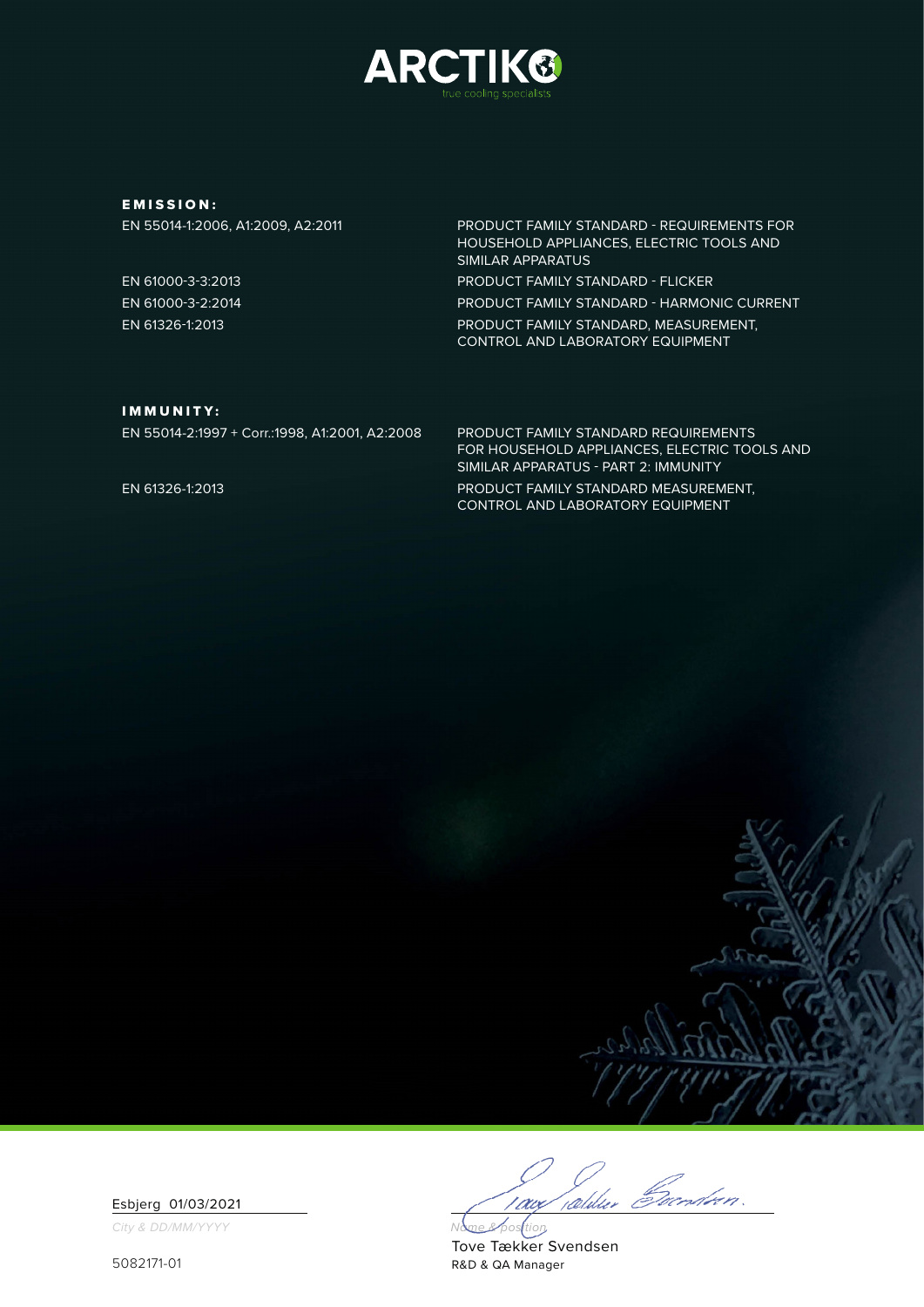ARCTIKO

true cooling specialists

**EMISSION:**

| | |
|---|---|
| EN 55014-1:2006, A1:2009, A2:2011 | PRODUCT FAMILY STANDARD - REQUIREMENTS FOR HOUSEHOLD APPLIANCES, ELECTRIC TOOLS AND SIMILAR APPARATUS |
| EN 61000-3-3:2013 | PRODUCT FAMILY STANDARD - FLICKER |
| EN 61000-3-2:2014 | PRODUCT FAMILY STANDARD - HARMONIC CURRENT |
| EN 61326-1:2013 | PRODUCT FAMILY STANDARD, MEASUREMENT, CONTROL AND LABORATORY EQUIPMENT |

**IMMUNITY:**

| | |
|---|---|
| EN 55014-2:1997 + Corr.:1998, A1:2001, A2:2008 | PRODUCT FAMILY STANDARD REQUIREMENTS FOR HOUSEHOLD APPLIANCES, ELECTRIC TOOLS AND SIMILAR APPARATUS - PART 2: IMMUNITY |
| EN 61326-1:2013 | PRODUCT FAMILY STANDARD MEASUREMENT, CONTROL AND LABORATORY EQUIPMENT |

Esbjerg 01/03/2021

*City & DD/MM/YYYY*

*Name & position*

Tove Tække Svendsen

R&D & QA Manager

5082171-01